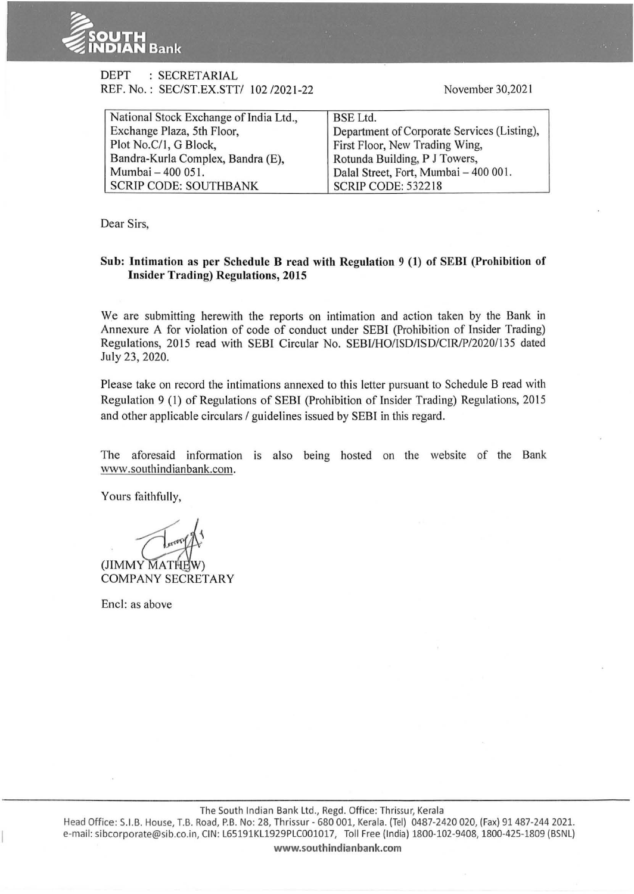DEPT : SECRETARIAL
REF. No. : SEC/ST.EX.STT/ 102 /2021-22

November 30,2021

| National Stock Exchange of India Ltd., Exchange Plaza, 5th Floor, Plot No.C/1, G Block, Bandra-Kurla Complex, Bandra (E), Mumbai – 400 051. SCRIP CODE: SOUTHBANK | BSE Ltd. Department of Corporate Services (Listing), First Floor, New Trading Wing, Rotunda Building, P J Towers, Dalal Street, Fort, Mumbai – 400 001. SCRIP CODE: 532218 |
|---|---|

Dear Sirs,

**Sub: Intimation as per Schedule B read with Regulation 9 (1) of SEBI (Prohibition of Insider Trading) Regulations, 2015**

We are submitting herewith the reports on intimation and action taken by the Bank in Annexure A for violation of code of conduct under SEBI (Prohibition of Insider Trading) Regulations, 2015 read with SEBI Circular No. SEBI/HO/ISD/ISD/CIR/P/2020/135 dated July 23, 2020.

Please take on record the intimations annexed to this letter pursuant to Schedule B read with Regulation 9 (1) of Regulations of SEBI (Prohibition of Insider Trading) Regulations, 2015 and other applicable circulars / guidelines issued by SEBI in this regard.

The aforesaid information is also being hosted on the website of the Bank www.southindianbank.com.

Yours faithfully,

(JIMMY MATHEW)
COMPANY SECRETARY

Encl: as above

The South Indian Bank Ltd., Regd. Office: Thrissur, Kerala
Head Office: S.I.B. House, T.B. Road, P.B. No: 28, Thrissur - 680 001, Kerala. (Tel) 0487-2420 020, (Fax) 91 487-244 2021.
e-mail: sibcorporate@sib.co.in, CIN: L65191KL1929PLC001017, Toll Free (India) 1800-102-9408, 1800-425-1809 (BSNL)
www.southindianbank.com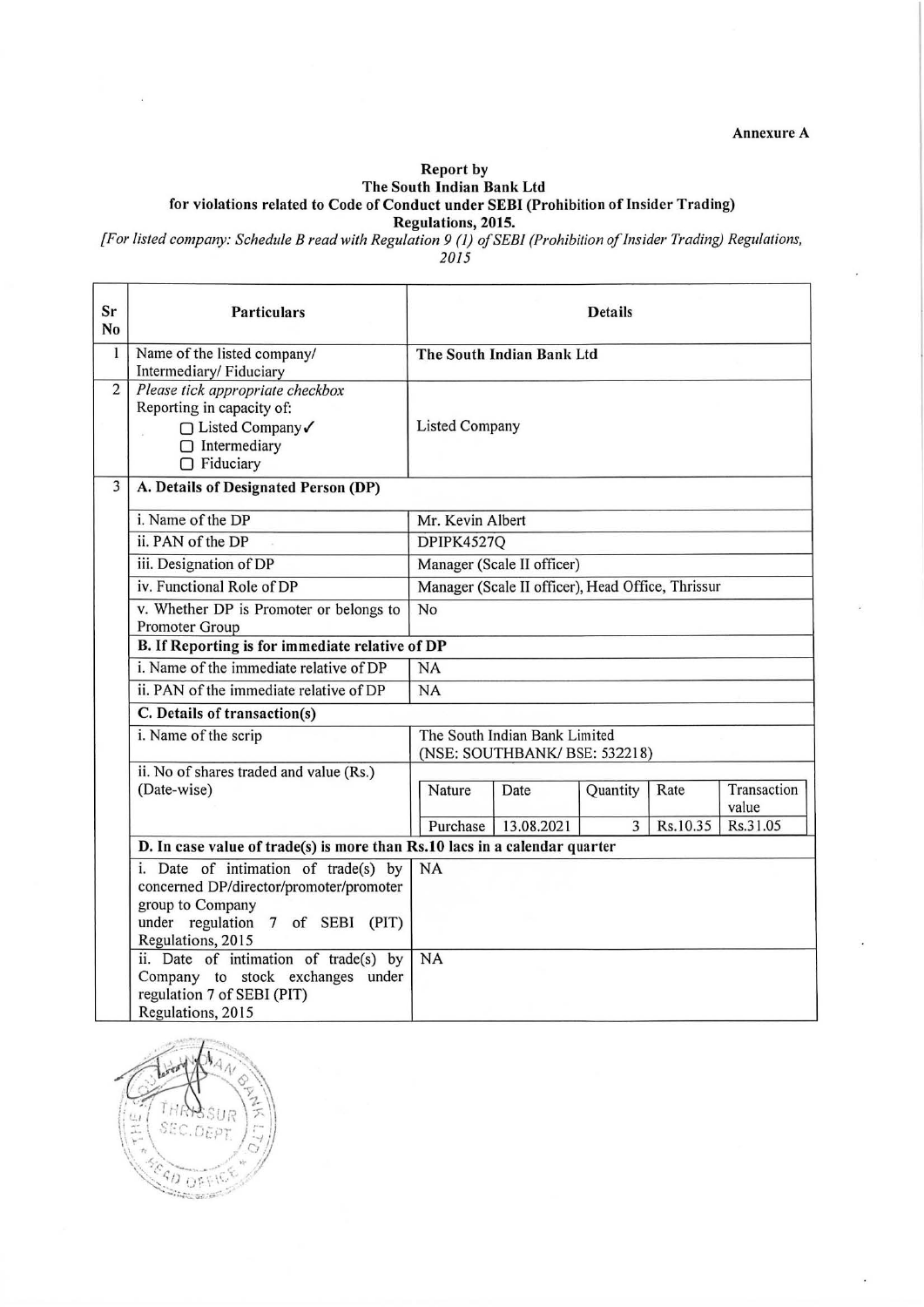**Annexure A**

**Report by**
**The South Indian Bank Ltd**
**for violations related to Code of Conduct under SEBI (Prohibition of Insider Trading) Regulations, 2015.**

*[For listed company: Schedule B read with Regulation 9 (1) of SEBI (Prohibition of Insider Trading) Regulations, 2015*

| Sr No | Particulars | Details |
|---|---|---|
| 1 | Name of the listed company/ Intermediary/ Fiduciary | **The South Indian Bank Ltd** |
| 2 | *Please tick appropriate checkbox* Reporting in capacity of: ▢ Listed Company ✓ ▢ Intermediary ▢ Fiduciary | Listed Company |
| 3 | **A. Details of Designated Person (DP)** | |
| | i. Name of the DP | Mr. Kevin Albert |
| | ii. PAN of the DP | DPIPK4527Q |
| | iii. Designation of DP | Manager (Scale II officer) |
| | iv. Functional Role of DP | Manager (Scale II officer), Head Office, Thrissur |
| | v. Whether DP is Promoter or belongs to Promoter Group | No |
| | **B. If Reporting is for immediate relative of DP** | |
| | i. Name of the immediate relative of DP | NA |
| | ii. PAN of the immediate relative of DP | NA |
| | **C. Details of transaction(s)** | |
| | i. Name of the scrip | The South Indian Bank Limited (NSE: SOUTHBANK/ BSE: 532218) |
| | ii. No of shares traded and value (Rs.) (Date-wise) | Nature: Purchase; Date: 13.08.2021; Quantity: 3; Rate: Rs.10.35; Transaction value: Rs.31.05 |
| | **D. In case value of trade(s) is more than Rs.10 lacs in a calendar quarter** | |
| | i. Date of intimation of trade(s) by concerned DP/director/promoter/promoter group to Company under regulation 7 of SEBI (PIT) Regulations, 2015 | NA |
| | ii. Date of intimation of trade(s) by Company to stock exchanges under regulation 7 of SEBI (PIT) Regulations, 2015 | NA |

| Nature | Date | Quantity | Rate | Transaction value |
|---|---|---|---|---|
| Purchase | 13.08.2021 | 3 | Rs.10.35 | Rs.31.05 |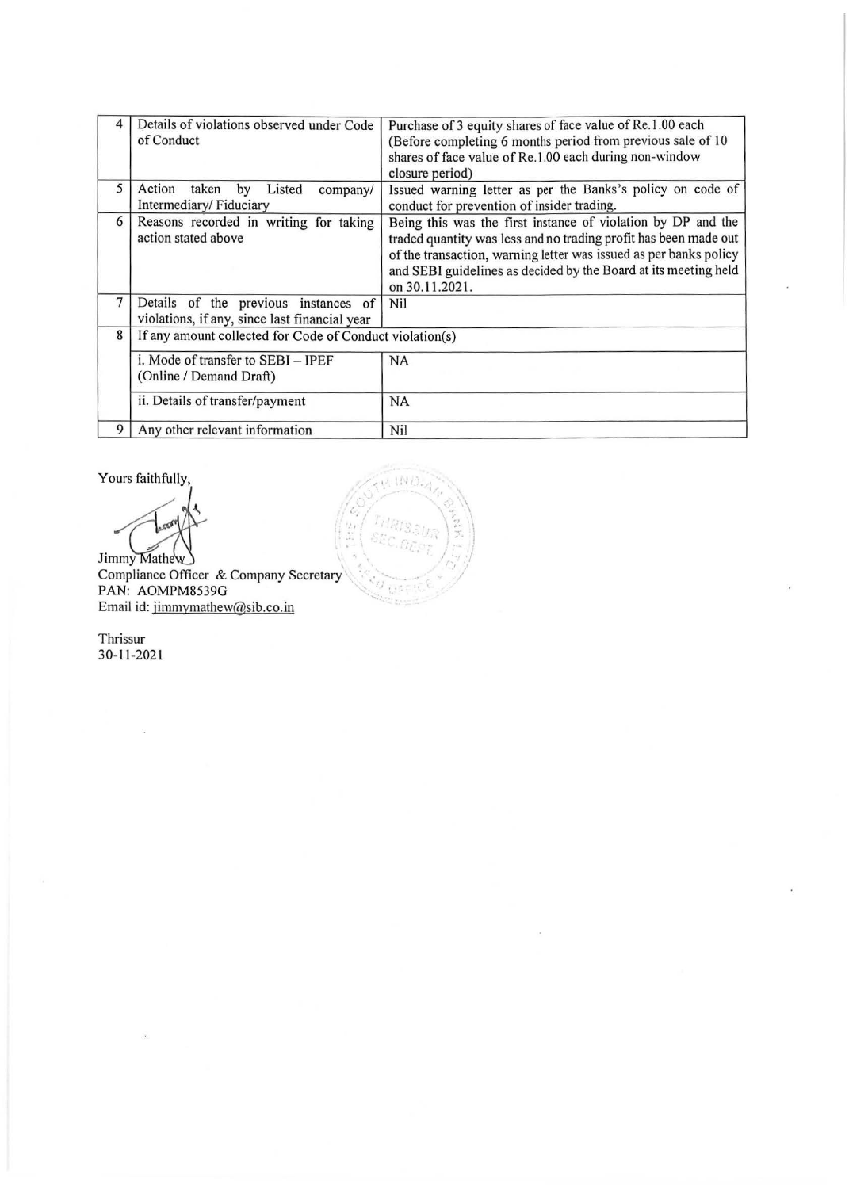| | | |
|---|---|---|
| 4 | Details of violations observed under Code of Conduct | Purchase of 3 equity shares of face value of Re.1.00 each (Before completing 6 months period from previous sale of 10 shares of face value of Re.1.00 each during non-window closure period) |
| 5 | Action taken by Listed company/ Intermediary/ Fiduciary | Issued warning letter as per the Banks's policy on code of conduct for prevention of insider trading. |
| 6 | Reasons recorded in writing for taking action stated above | Being this was the first instance of violation by DP and the traded quantity was less and no trading profit has been made out of the transaction, warning letter was issued as per banks policy and SEBI guidelines as decided by the Board at its meeting held on 30.11.2021. |
| 7 | Details of the previous instances of violations, if any, since last financial year | Nil |
| 8 | If any amount collected for Code of Conduct violation(s) | |
| | i. Mode of transfer to SEBI – IPEF (Online / Demand Draft) | NA |
| | ii. Details of transfer/payment | NA |
| 9 | Any other relevant information | Nil |

Yours faithfully,

Jimmy Mathew
Compliance Officer & Company Secretary
PAN: AOMPM8539G
Email id: jimmymathew@sib.co.in

Thrissur
30-11-2021